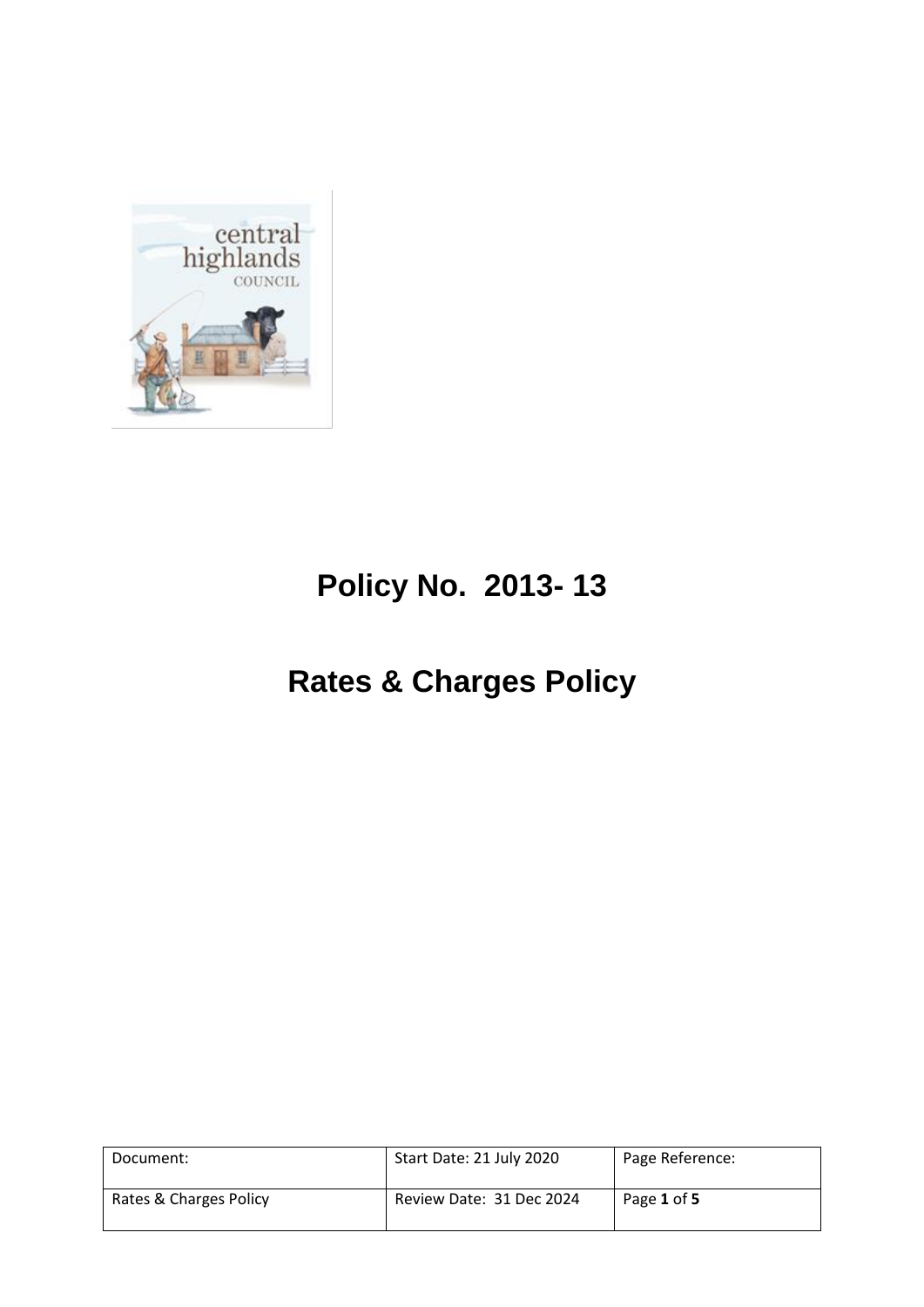# Policy No. 2013- 13

# Rates & Charges Policy

| Document: | Start Date: 21 July 2020 | Page Reference: |
| --- | --- | --- |
| Rates & Charges Policy | Review Date: 31 Dec 2024 | Page **1** of **5** |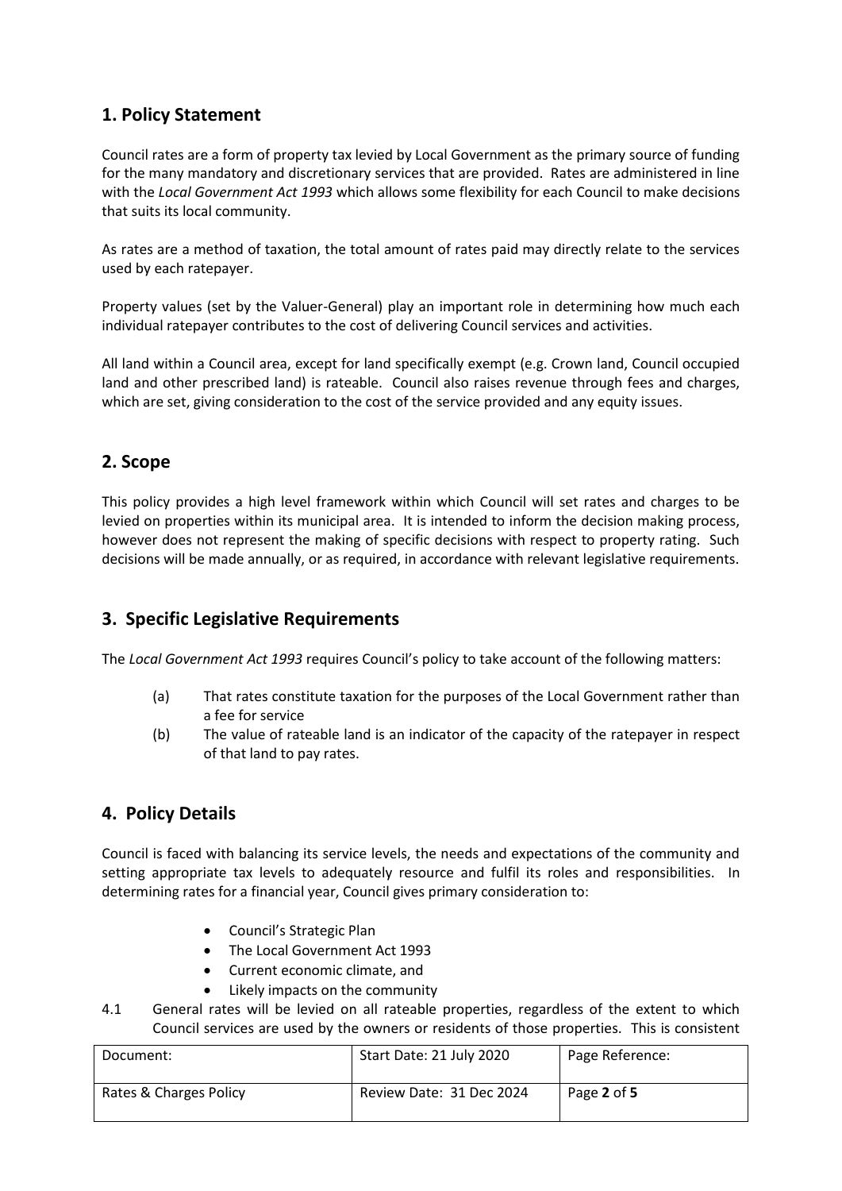## 1. Policy Statement

Council rates are a form of property tax levied by Local Government as the primary source of funding for the many mandatory and discretionary services that are provided. Rates are administered in line with the *Local Government Act 1993* which allows some flexibility for each Council to make decisions that suits its local community.

As rates are a method of taxation, the total amount of rates paid may directly relate to the services used by each ratepayer.

Property values (set by the Valuer-General) play an important role in determining how much each individual ratepayer contributes to the cost of delivering Council services and activities.

All land within a Council area, except for land specifically exempt (e.g. Crown land, Council occupied land and other prescribed land) is rateable. Council also raises revenue through fees and charges, which are set, giving consideration to the cost of the service provided and any equity issues.

## 2. Scope

This policy provides a high level framework within which Council will set rates and charges to be levied on properties within its municipal area. It is intended to inform the decision making process, however does not represent the making of specific decisions with respect to property rating. Such decisions will be made annually, or as required, in accordance with relevant legislative requirements.

## 3. Specific Legislative Requirements

The *Local Government Act 1993* requires Council's policy to take account of the following matters:

(a) That rates constitute taxation for the purposes of the Local Government rather than a fee for service

(b) The value of rateable land is an indicator of the capacity of the ratepayer in respect of that land to pay rates.

## 4. Policy Details

Council is faced with balancing its service levels, the needs and expectations of the community and setting appropriate tax levels to adequately resource and fulfil its roles and responsibilities. In determining rates for a financial year, Council gives primary consideration to:

- Council's Strategic Plan
- The Local Government Act 1993
- Current economic climate, and
- Likely impacts on the community

4.1 General rates will be levied on all rateable properties, regardless of the extent to which Council services are used by the owners or residents of those properties. This is consistent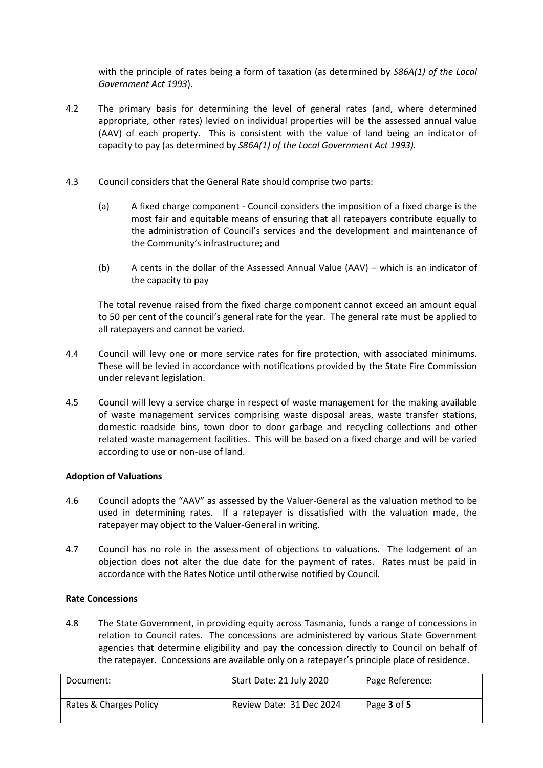with the principle of rates being a form of taxation (as determined by *S86A(1) of the Local Government Act 1993*).

4.2 The primary basis for determining the level of general rates (and, where determined appropriate, other rates) levied on individual properties will be the assessed annual value (AAV) of each property. This is consistent with the value of land being an indicator of capacity to pay (as determined by *S86A(1) of the Local Government Act 1993).*

4.3 Council considers that the General Rate should comprise two parts:

(a) A fixed charge component - Council considers the imposition of a fixed charge is the most fair and equitable means of ensuring that all ratepayers contribute equally to the administration of Council's services and the development and maintenance of the Community's infrastructure; and

(b) A cents in the dollar of the Assessed Annual Value (AAV) – which is an indicator of the capacity to pay

The total revenue raised from the fixed charge component cannot exceed an amount equal to 50 per cent of the council's general rate for the year. The general rate must be applied to all ratepayers and cannot be varied.

4.4 Council will levy one or more service rates for fire protection, with associated minimums. These will be levied in accordance with notifications provided by the State Fire Commission under relevant legislation.

4.5 Council will levy a service charge in respect of waste management for the making available of waste management services comprising waste disposal areas, waste transfer stations, domestic roadside bins, town door to door garbage and recycling collections and other related waste management facilities. This will be based on a fixed charge and will be varied according to use or non-use of land.

**Adoption of Valuations**

4.6 Council adopts the "AAV" as assessed by the Valuer-General as the valuation method to be used in determining rates. If a ratepayer is dissatisfied with the valuation made, the ratepayer may object to the Valuer-General in writing.

4.7 Council has no role in the assessment of objections to valuations. The lodgement of an objection does not alter the due date for the payment of rates. Rates must be paid in accordance with the Rates Notice until otherwise notified by Council.

**Rate Concessions**

4.8 The State Government, in providing equity across Tasmania, funds a range of concessions in relation to Council rates. The concessions are administered by various State Government agencies that determine eligibility and pay the concession directly to Council on behalf of the ratepayer. Concessions are available only on a ratepayer's principle place of residence.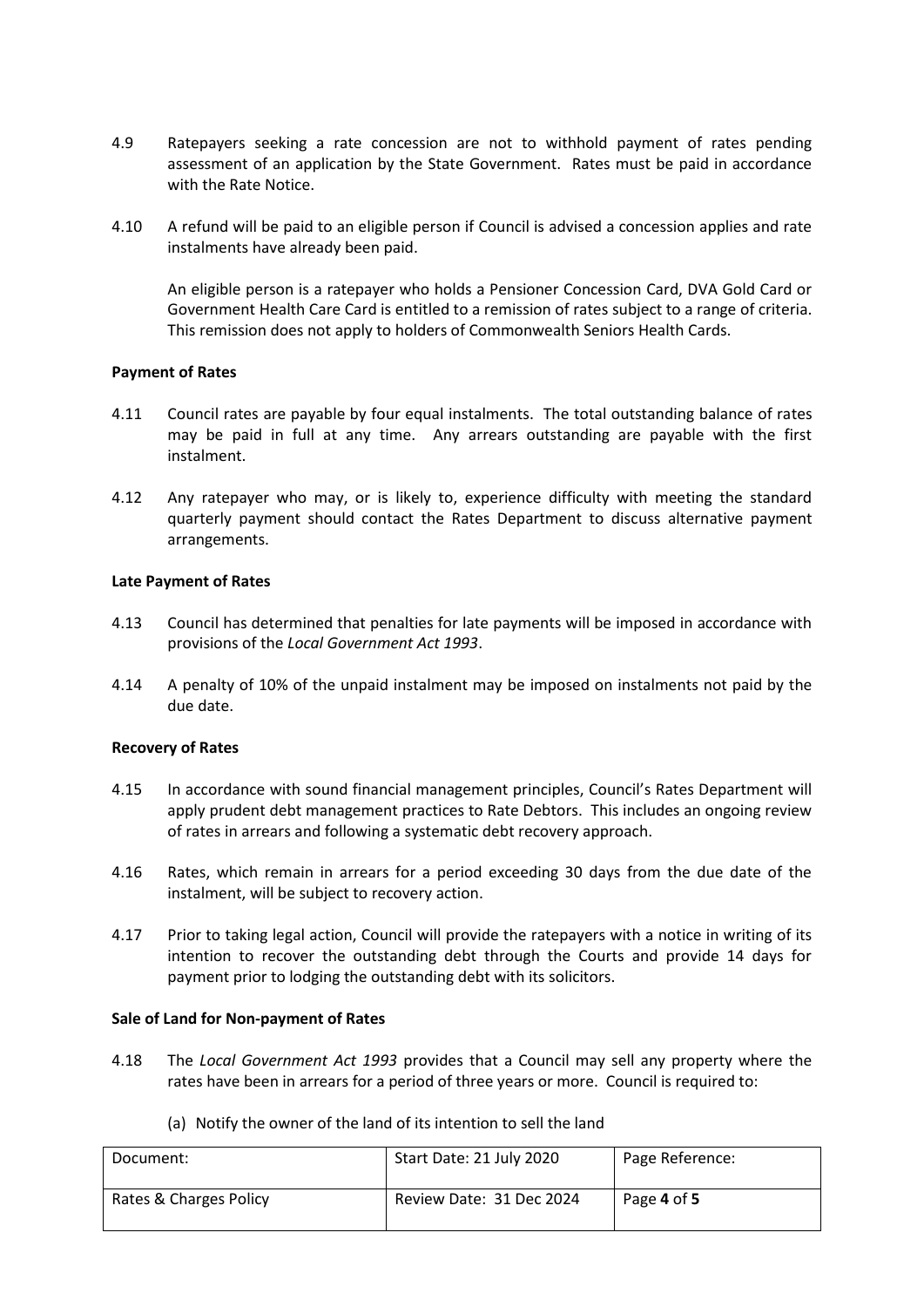4.9 Ratepayers seeking a rate concession are not to withhold payment of rates pending assessment of an application by the State Government. Rates must be paid in accordance with the Rate Notice.

4.10 A refund will be paid to an eligible person if Council is advised a concession applies and rate instalments have already been paid.

An eligible person is a ratepayer who holds a Pensioner Concession Card, DVA Gold Card or Government Health Care Card is entitled to a remission of rates subject to a range of criteria. This remission does not apply to holders of Commonwealth Seniors Health Cards.

**Payment of Rates**

4.11 Council rates are payable by four equal instalments. The total outstanding balance of rates may be paid in full at any time. Any arrears outstanding are payable with the first instalment.

4.12 Any ratepayer who may, or is likely to, experience difficulty with meeting the standard quarterly payment should contact the Rates Department to discuss alternative payment arrangements.

**Late Payment of Rates**

4.13 Council has determined that penalties for late payments will be imposed in accordance with provisions of the *Local Government Act 1993*.

4.14 A penalty of 10% of the unpaid instalment may be imposed on instalments not paid by the due date.

**Recovery of Rates**

4.15 In accordance with sound financial management principles, Council's Rates Department will apply prudent debt management practices to Rate Debtors. This includes an ongoing review of rates in arrears and following a systematic debt recovery approach.

4.16 Rates, which remain in arrears for a period exceeding 30 days from the due date of the instalment, will be subject to recovery action.

4.17 Prior to taking legal action, Council will provide the ratepayers with a notice in writing of its intention to recover the outstanding debt through the Courts and provide 14 days for payment prior to lodging the outstanding debt with its solicitors.

**Sale of Land for Non-payment of Rates**

4.18 The *Local Government Act 1993* provides that a Council may sell any property where the rates have been in arrears for a period of three years or more. Council is required to:

(a) Notify the owner of the land of its intention to sell the land

| Document: | Start Date: 21 July 2020 | Page Reference: |
|---|---|---|
| Rates & Charges Policy | Review Date: 31 Dec 2024 | Page **4** of **5** |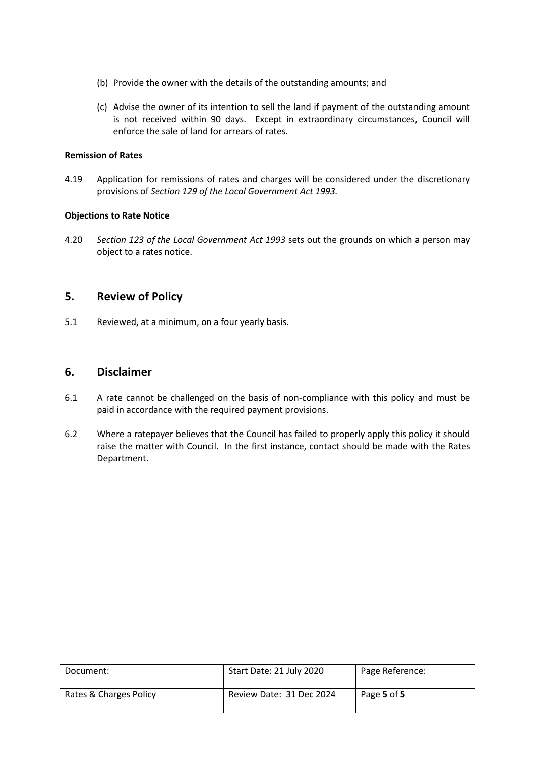(b) Provide the owner with the details of the outstanding amounts; and

(c) Advise the owner of its intention to sell the land if payment of the outstanding amount is not received within 90 days. Except in extraordinary circumstances, Council will enforce the sale of land for arrears of rates.

**Remission of Rates**

4.19 Application for remissions of rates and charges will be considered under the discretionary provisions of *Section 129 of the Local Government Act 1993.*

**Objections to Rate Notice**

4.20 *Section 123 of the Local Government Act 1993* sets out the grounds on which a person may object to a rates notice.

## 5. Review of Policy

5.1 Reviewed, at a minimum, on a four yearly basis.

## 6. Disclaimer

6.1 A rate cannot be challenged on the basis of non-compliance with this policy and must be paid in accordance with the required payment provisions.

6.2 Where a ratepayer believes that the Council has failed to properly apply this policy it should raise the matter with Council. In the first instance, contact should be made with the Rates Department.